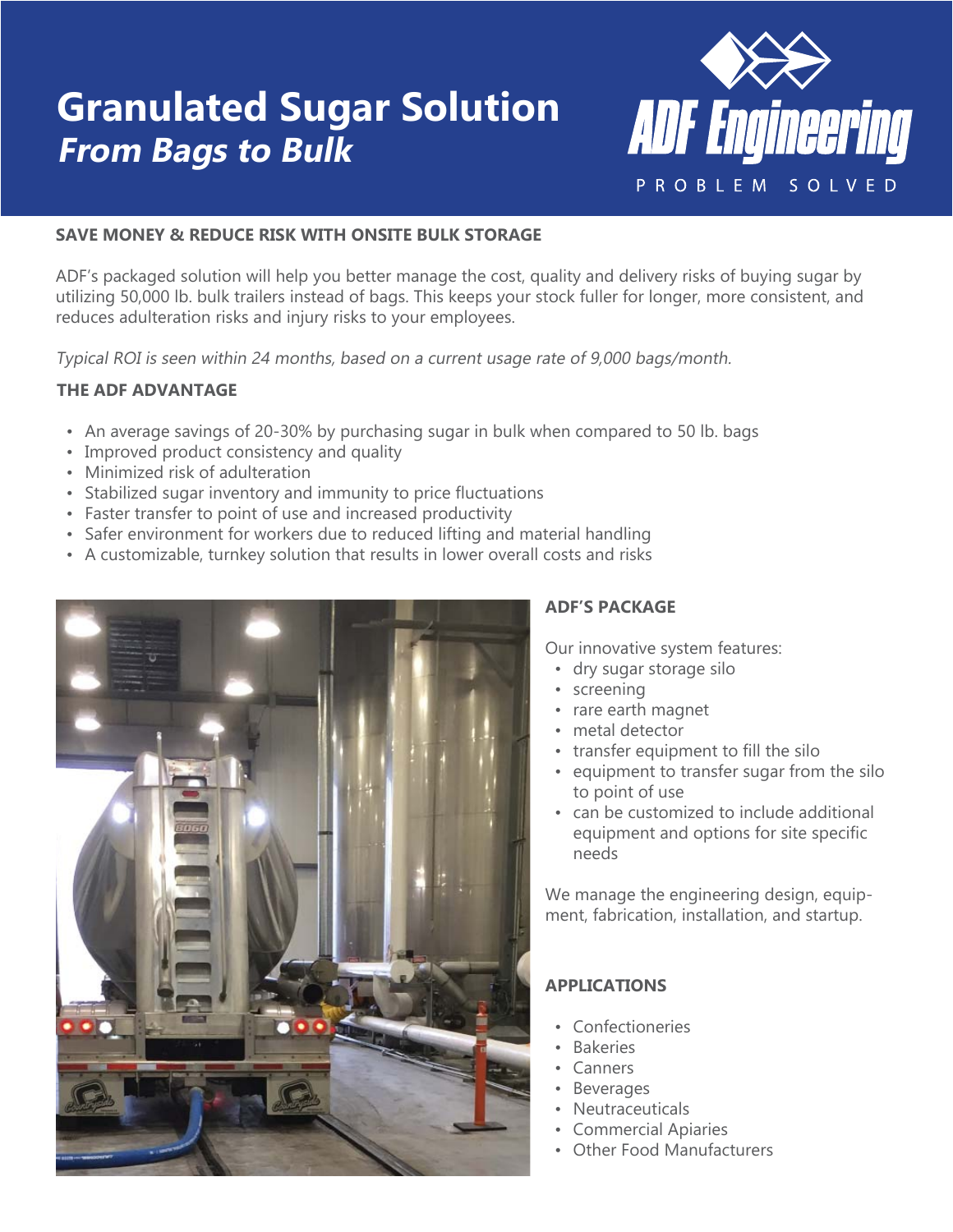# Granulated Sugar Solution
## *From Bags to Bulk*

ADF Engineering

PROBLEM SOLVED

### SAVE MONEY & REDUCE RISK WITH ONSITE BULK STORAGE

ADF's packaged solution will help you better manage the cost, quality and delivery risks of buying sugar by utilizing 50,000 lb. bulk trailers instead of bags. This keeps your stock fuller for longer, more consistent, and reduces adulteration risks and injury risks to your employees.

*Typical ROI is seen within 24 months, based on a current usage rate of 9,000 bags/month.*

### THE ADF ADVANTAGE

- An average savings of 20-30% by purchasing sugar in bulk when compared to 50 lb. bags
- Improved product consistency and quality
- Minimized risk of adulteration
- Stabilized sugar inventory and immunity to price fluctuations
- Faster transfer to point of use and increased productivity
- Safer environment for workers due to reduced lifting and material handling
- A customizable, turnkey solution that results in lower overall costs and risks

### ADF'S PACKAGE

Our innovative system features:

- dry sugar storage silo
- screening
- rare earth magnet
- metal detector
- transfer equipment to fill the silo
- equipment to transfer sugar from the silo to point of use
- can be customized to include additional equipment and options for site specific needs

We manage the engineering design, equipment, fabrication, installation, and startup.

### APPLICATIONS

- Confectioneries
- Bakeries
- Canners
- Beverages
- Neutraceuticals
- Commercial Apiaries
- Other Food Manufacturers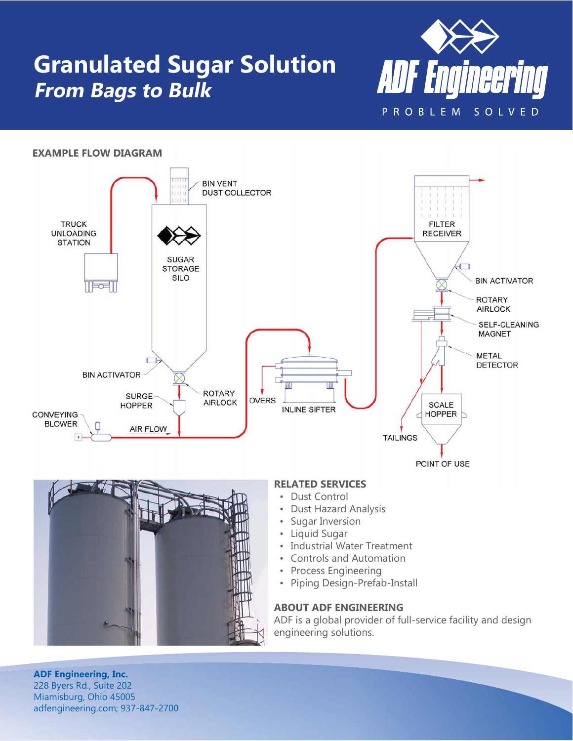# Granulated Sugar Solution

## *From Bags to Bulk*

ADF Engineering

PROBLEM SOLVED

**EXAMPLE FLOW DIAGRAM**

BIN VENT DUST COLLECTOR

TRUCK UNLOADING STATION

SUGAR STORAGE SILO

BIN ACTIVATOR

SURGE HOPPER

ROTARY AIRLOCK

CONVEYING BLOWER

AIR FLOW

OVERS

INLINE SIFTER

FILTER RECEIVER

BIN ACTIVATOR

ROTARY AIRLOCK

SELF-CLEANING MAGNET

METAL DETECTOR

SCALE HOPPER

TAILINGS

POINT OF USE

### RELATED SERVICES

- Dust Control
- Dust Hazard Analysis
- Sugar Inversion
- Liquid Sugar
- Industrial Water Treatment
- Controls and Automation
- Process Engineering
- Piping Design-Prefab-Install

### ABOUT ADF ENGINEERING

ADF is a global provider of full-service facility and design engineering solutions.

**ADF Engineering, Inc.**
228 Byers Rd., Suite 202
Miamisburg, Ohio 45005
adfengineering.com; 937-847-2700